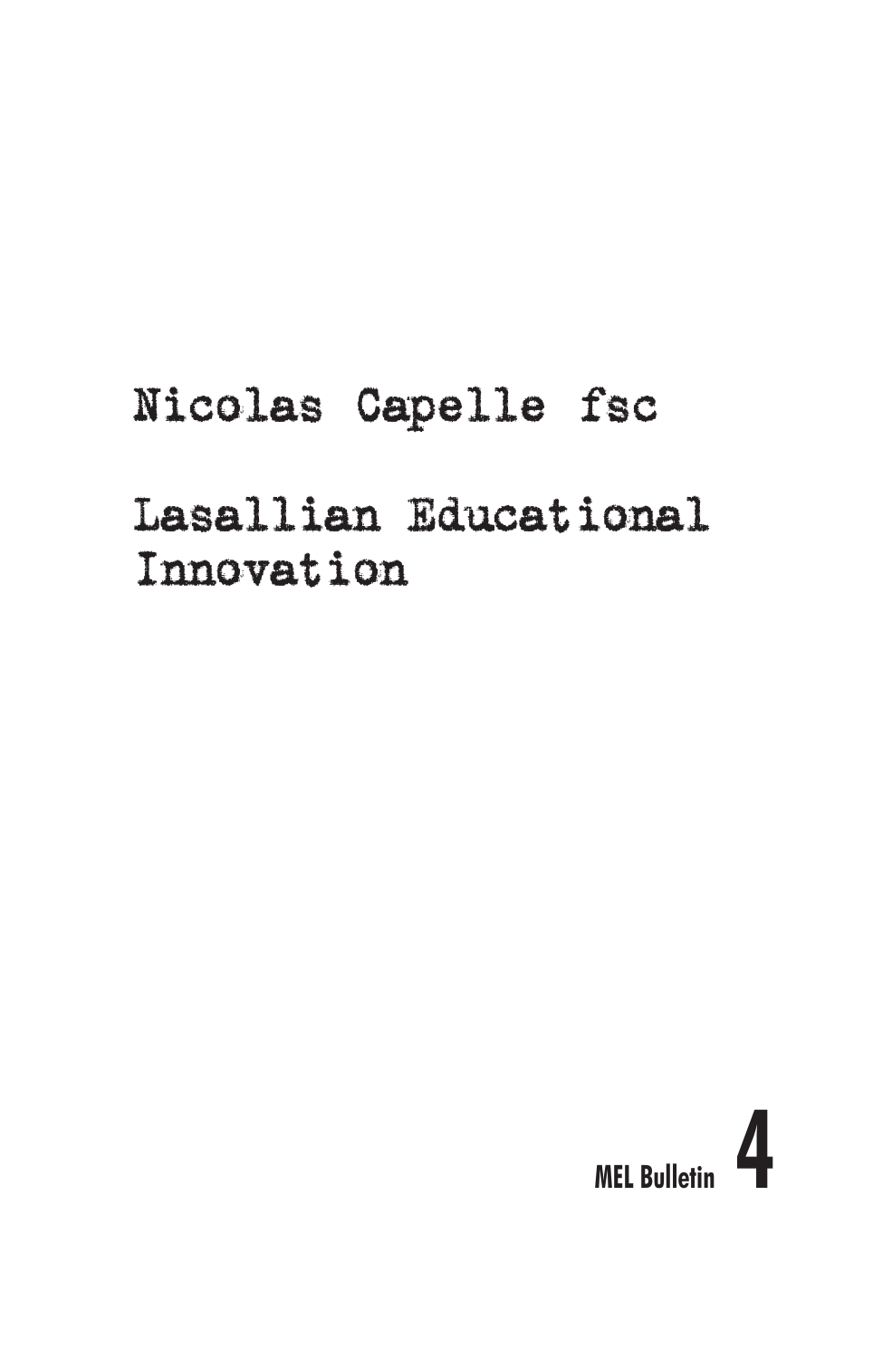Nicolas Capelle fsc

# Lasallian Educational Innovation

MEL Bulletin **4**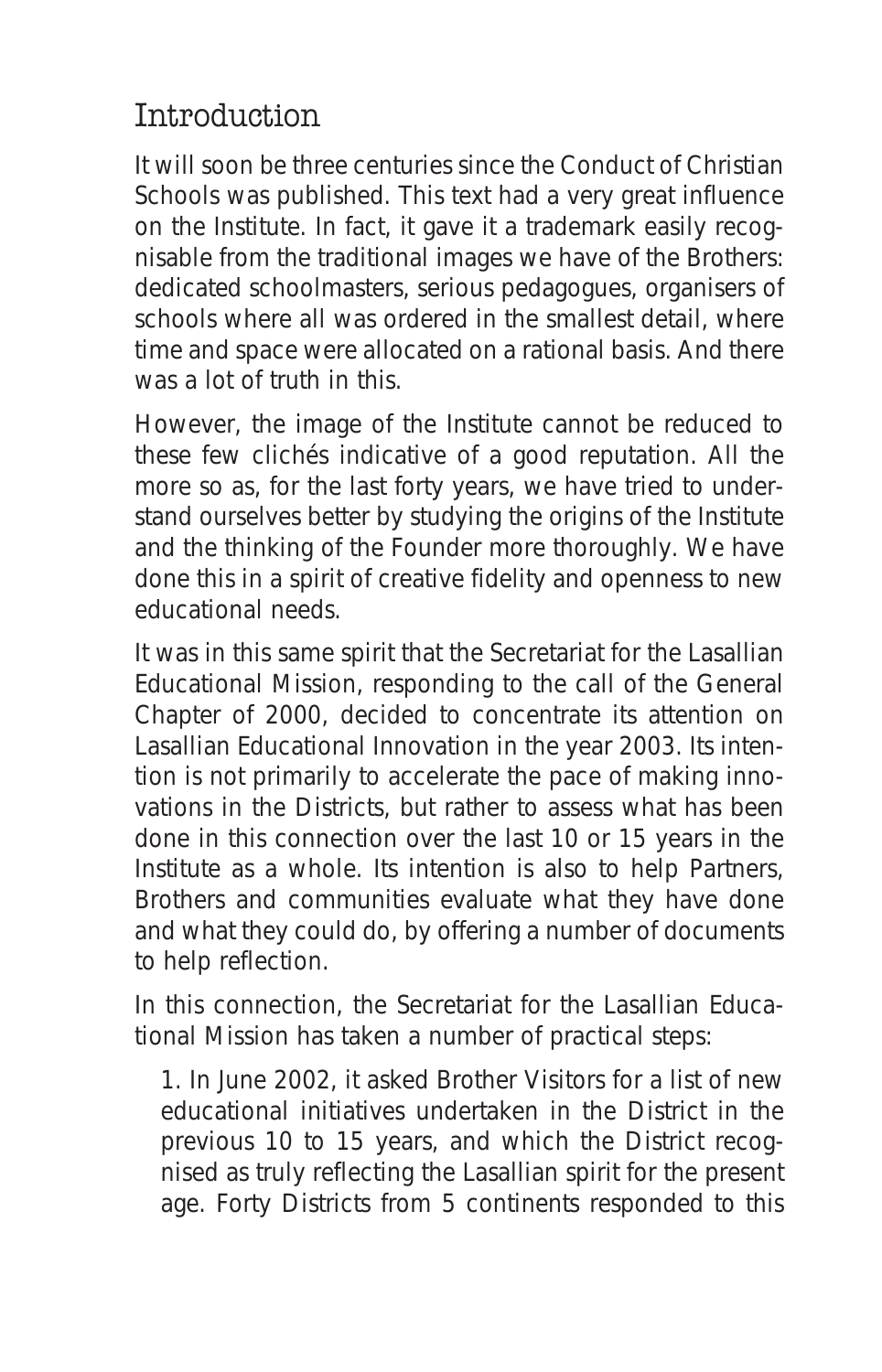# Introduction

It will soon be three centuries since the Conduct of Christian Schools was published. This text had a very great influence on the Institute. In fact, it gave it a trademark easily recognisable from the traditional images we have of the Brothers: dedicated schoolmasters, serious pedagogues, organisers of schools where all was ordered in the smallest detail, where time and space were allocated on a rational basis. And there was a lot of truth in this.

However, the image of the Institute cannot be reduced to these few clichés indicative of a good reputation. All the more so as, for the last forty years, we have tried to understand ourselves better by studying the origins of the Institute and the thinking of the Founder more thoroughly. We have done this in a spirit of creative fidelity and openness to new educational needs.

It was in this same spirit that the Secretariat for the Lasallian Educational Mission, responding to the call of the General Chapter of 2000, decided to concentrate its attention on Lasallian Educational Innovation in the year 2003. Its intention is not primarily to accelerate the pace of making innovations in the Districts, but rather to assess what has been done in this connection over the last 10 or 15 years in the Institute as a whole. Its intention is also to help Partners, Brothers and communities evaluate what they have done and what they could do, by offering a number of documents to help reflection.

In this connection, the Secretariat for the Lasallian Educational Mission has taken a number of practical steps:

1. In June 2002, it asked Brother Visitors for a list of new educational initiatives undertaken in the District in the previous 10 to 15 years, and which the District recognised as truly reflecting the Lasallian spirit for the present age. Forty Districts from 5 continents responded to this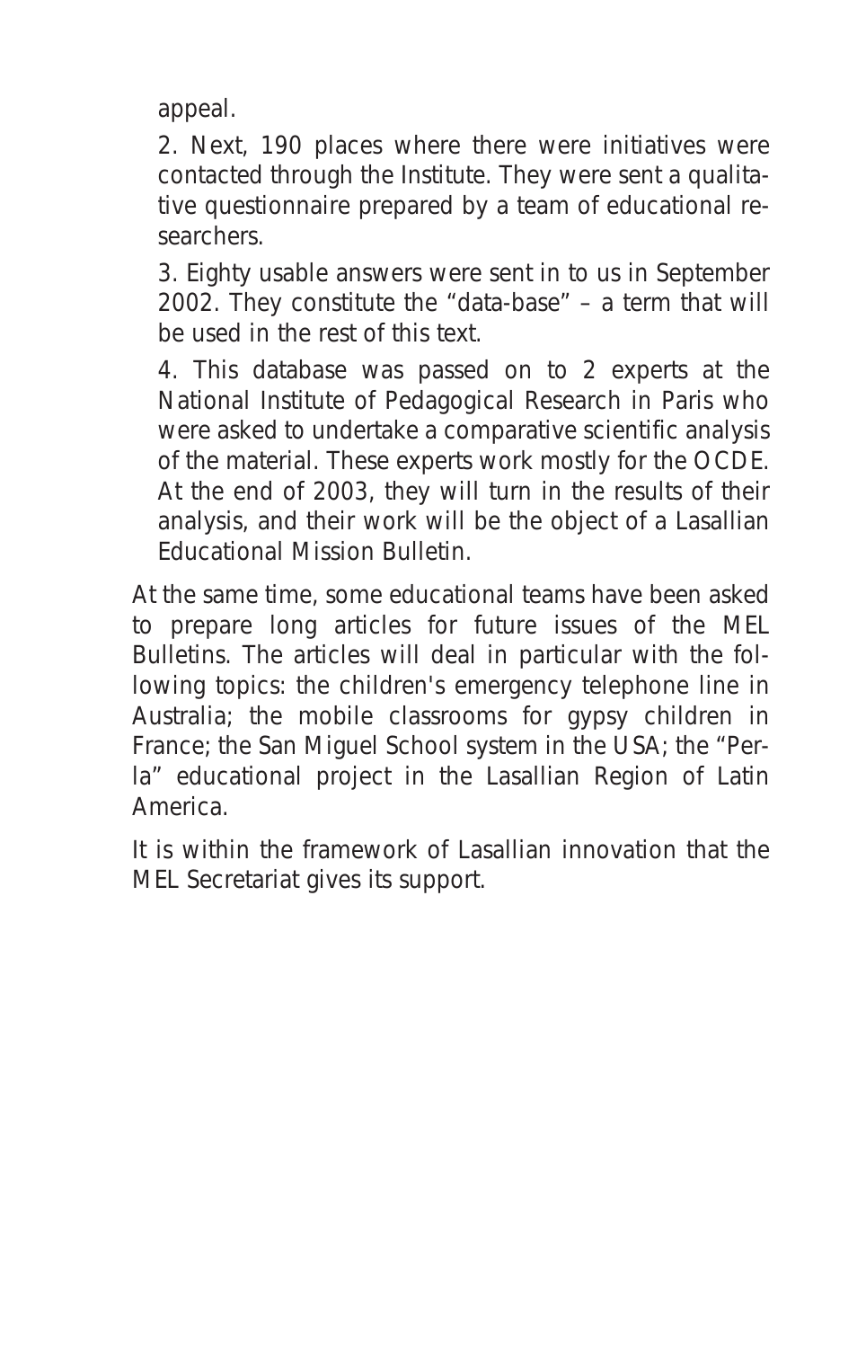appeal.

2. Next, 190 places where there were initiatives were contacted through the Institute. They were sent a qualitative questionnaire prepared by a team of educational researchers.

3. Eighty usable answers were sent in to us in September 2002. They constitute the "data-base" – a term that will be used in the rest of this text.

4. This database was passed on to 2 experts at the National Institute of Pedagogical Research in Paris who were asked to undertake a comparative scientific analysis of the material. These experts work mostly for the OCDE. At the end of 2003, they will turn in the results of their analysis, and their work will be the object of a Lasallian Educational Mission Bulletin.

At the same time, some educational teams have been asked to prepare long articles for future issues of the MEL Bulletins. The articles will deal in particular with the following topics: the children's emergency telephone line in Australia; the mobile classrooms for gypsy children in France; the San Miguel School system in the USA; the "Perla" educational project in the Lasallian Region of Latin America.

It is within the framework of Lasallian innovation that the MEL Secretariat gives its support.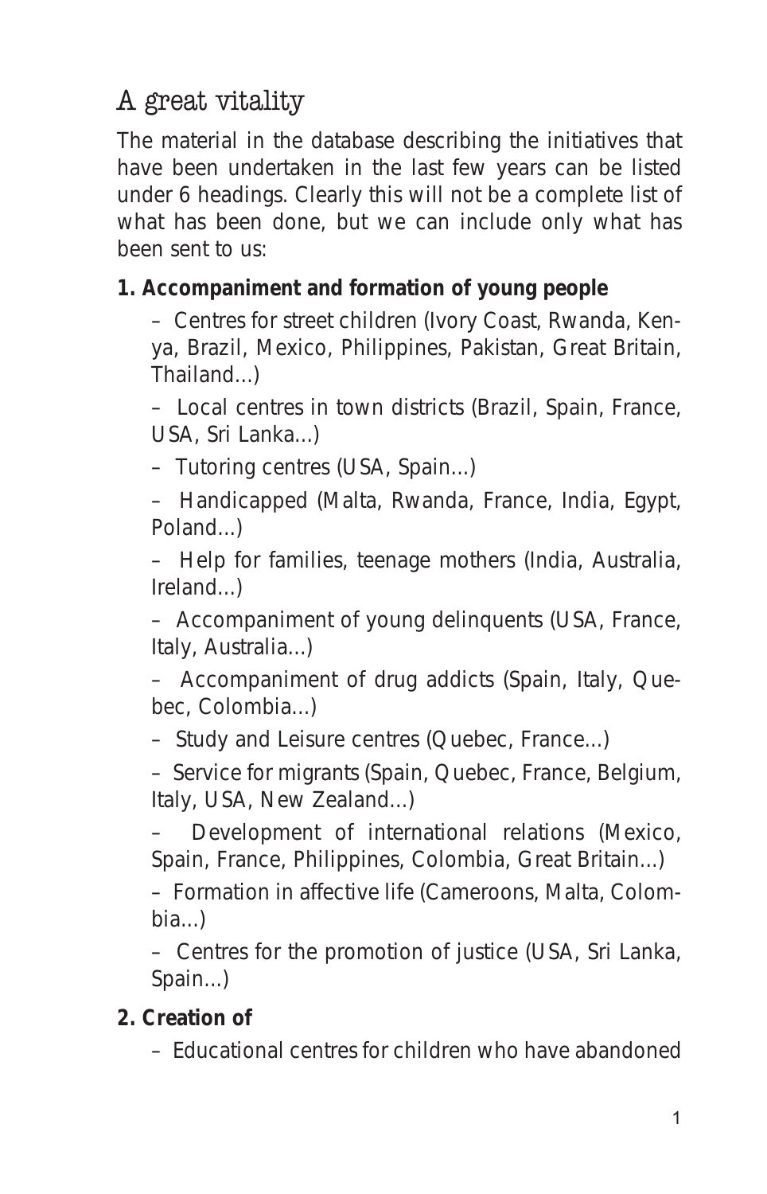## A great vitality

The material in the database describing the initiatives that have been undertaken in the last few years can be listed under 6 headings. Clearly this will not be a complete list of what has been done, but we can include only what has been sent to us:

**1. Accompaniment and formation of young people**

- Centres for street children (Ivory Coast, Rwanda, Kenya, Brazil, Mexico, Philippines, Pakistan, Great Britain, Thailand...)
- Local centres in town districts (Brazil, Spain, France, USA, Sri Lanka...)
- Tutoring centres (USA, Spain...)
- Handicapped (Malta, Rwanda, France, India, Egypt, Poland...)
- Help for families, teenage mothers (India, Australia, Ireland...)
- Accompaniment of young delinquents (USA, France, Italy, Australia...)
- Accompaniment of drug addicts (Spain, Italy, Quebec, Colombia...)
- Study and Leisure centres (Quebec, France...)
- Service for migrants (Spain, Quebec, France, Belgium, Italy, USA, New Zealand...)
- Development of international relations (Mexico, Spain, France, Philippines, Colombia, Great Britain...)
- Formation in affective life (Cameroons, Malta, Colombia...)
- Centres for the promotion of justice (USA, Sri Lanka, Spain...)

**2. Creation of**

- Educational centres for children who have abandoned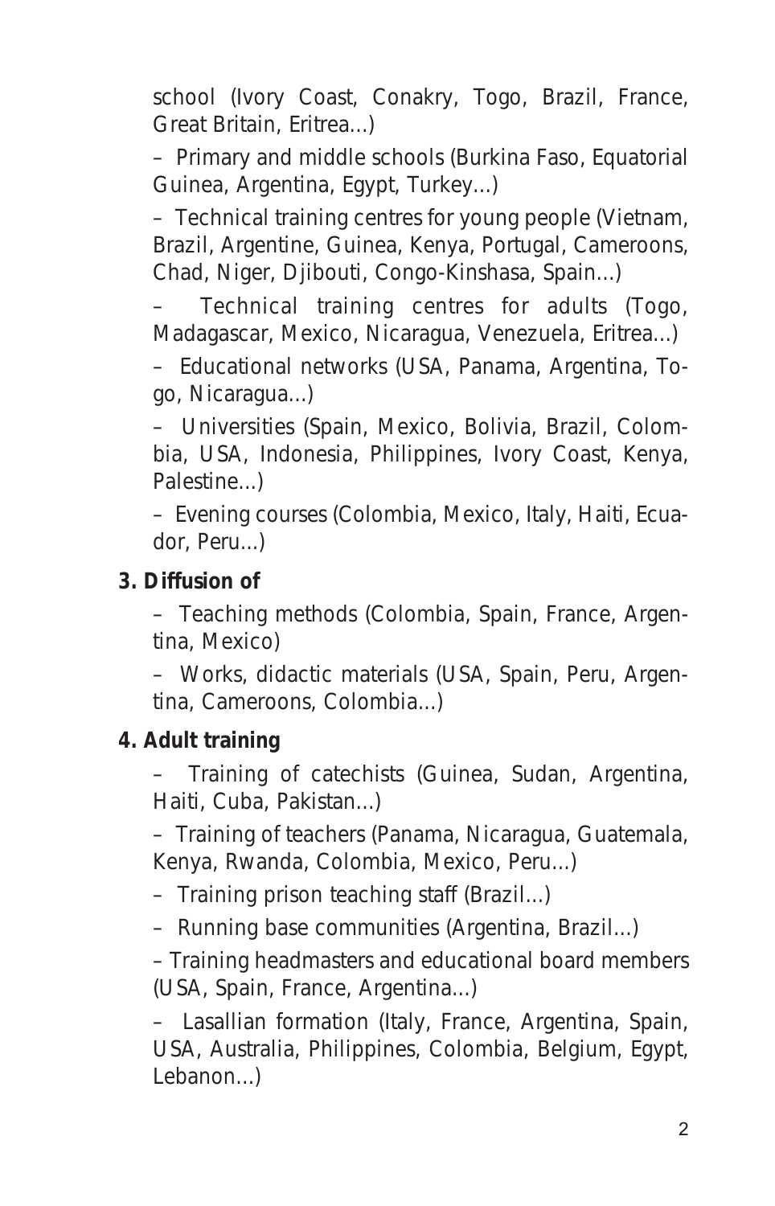school (Ivory Coast, Conakry, Togo, Brazil, France, Great Britain, Eritrea...)

– Primary and middle schools (Burkina Faso, Equatorial Guinea, Argentina, Egypt, Turkey...)

– Technical training centres for young people (Vietnam, Brazil, Argentine, Guinea, Kenya, Portugal, Cameroons, Chad, Niger, Djibouti, Congo-Kinshasa, Spain...)

– Technical training centres for adults (Togo, Madagascar, Mexico, Nicaragua, Venezuela, Eritrea...)

– Educational networks (USA, Panama, Argentina, Togo, Nicaragua...)

– Universities (Spain, Mexico, Bolivia, Brazil, Colombia, USA, Indonesia, Philippines, Ivory Coast, Kenya, Palestine...)

– Evening courses (Colombia, Mexico, Italy, Haiti, Ecuador, Peru...)

**3. Diffusion of**

– Teaching methods (Colombia, Spain, France, Argentina, Mexico)

– Works, didactic materials (USA, Spain, Peru, Argentina, Cameroons, Colombia...)

**4. Adult training**

– Training of catechists (Guinea, Sudan, Argentina, Haiti, Cuba, Pakistan...)

– Training of teachers (Panama, Nicaragua, Guatemala, Kenya, Rwanda, Colombia, Mexico, Peru...)

– Training prison teaching staff (Brazil...)

– Running base communities (Argentina, Brazil...)

– Training headmasters and educational board members (USA, Spain, France, Argentina...)

– Lasallian formation (Italy, France, Argentina, Spain, USA, Australia, Philippines, Colombia, Belgium, Egypt, Lebanon...)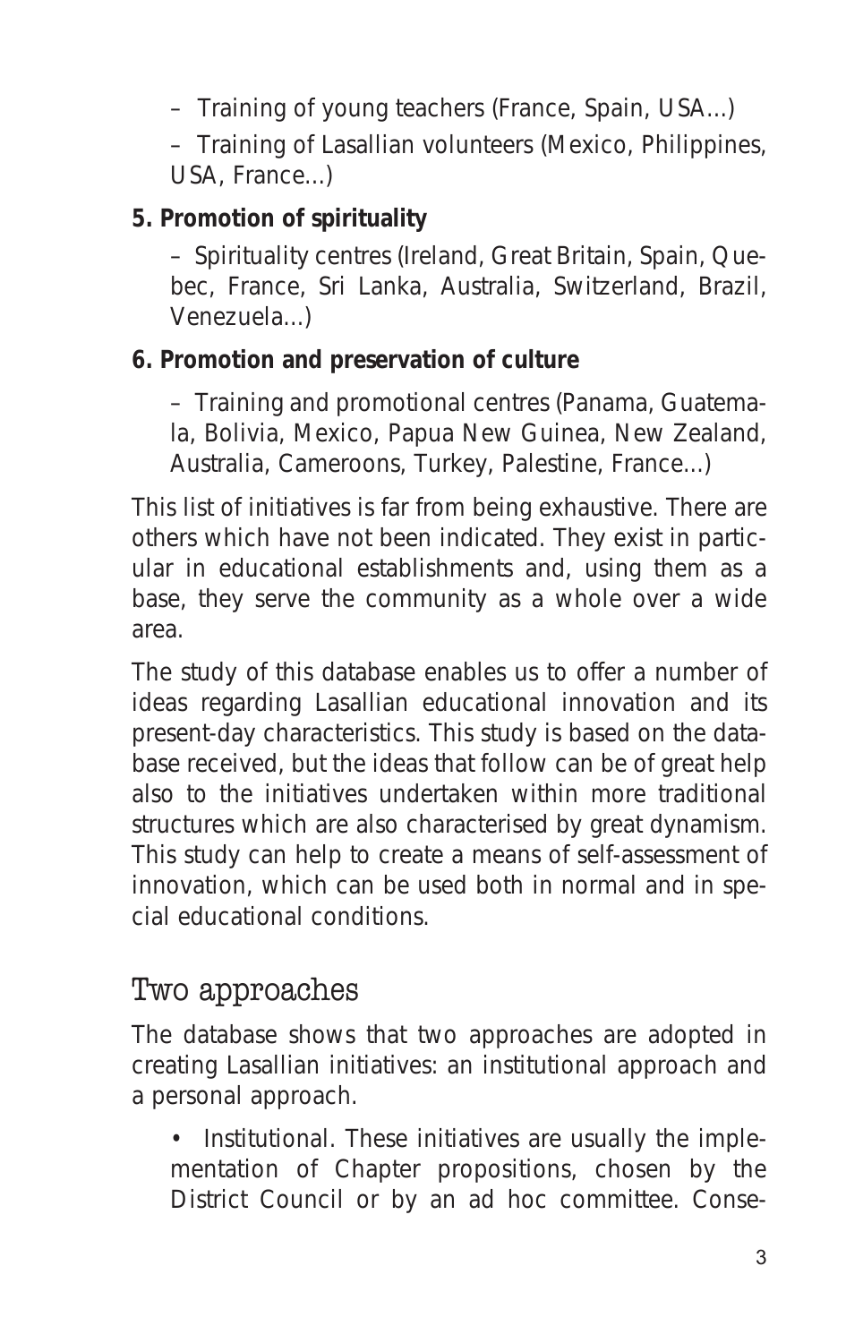– Training of young teachers (France, Spain, USA...)

– Training of Lasallian volunteers (Mexico, Philippines, USA, France...)

**5. Promotion of spirituality**

– Spirituality centres (Ireland, Great Britain, Spain, Quebec, France, Sri Lanka, Australia, Switzerland, Brazil, Venezuela...)

**6. Promotion and preservation of culture**

– Training and promotional centres (Panama, Guatemala, Bolivia, Mexico, Papua New Guinea, New Zealand, Australia, Cameroons, Turkey, Palestine, France...)

This list of initiatives is far from being exhaustive. There are others which have not been indicated. They exist in particular in educational establishments and, using them as a base, they serve the community as a whole over a wide area.

The study of this database enables us to offer a number of ideas regarding Lasallian educational innovation and its present-day characteristics. This study is based on the database received, but the ideas that follow can be of great help also to the initiatives undertaken within more traditional structures which are also characterised by great dynamism. This study can help to create a means of self-assessment of innovation, which can be used both in normal and in special educational conditions.

## Two approaches

The database shows that two approaches are adopted in creating Lasallian initiatives: an institutional approach and a personal approach.

- Institutional. These initiatives are usually the implementation of Chapter propositions, chosen by the District Council or by an ad hoc committee. Conse-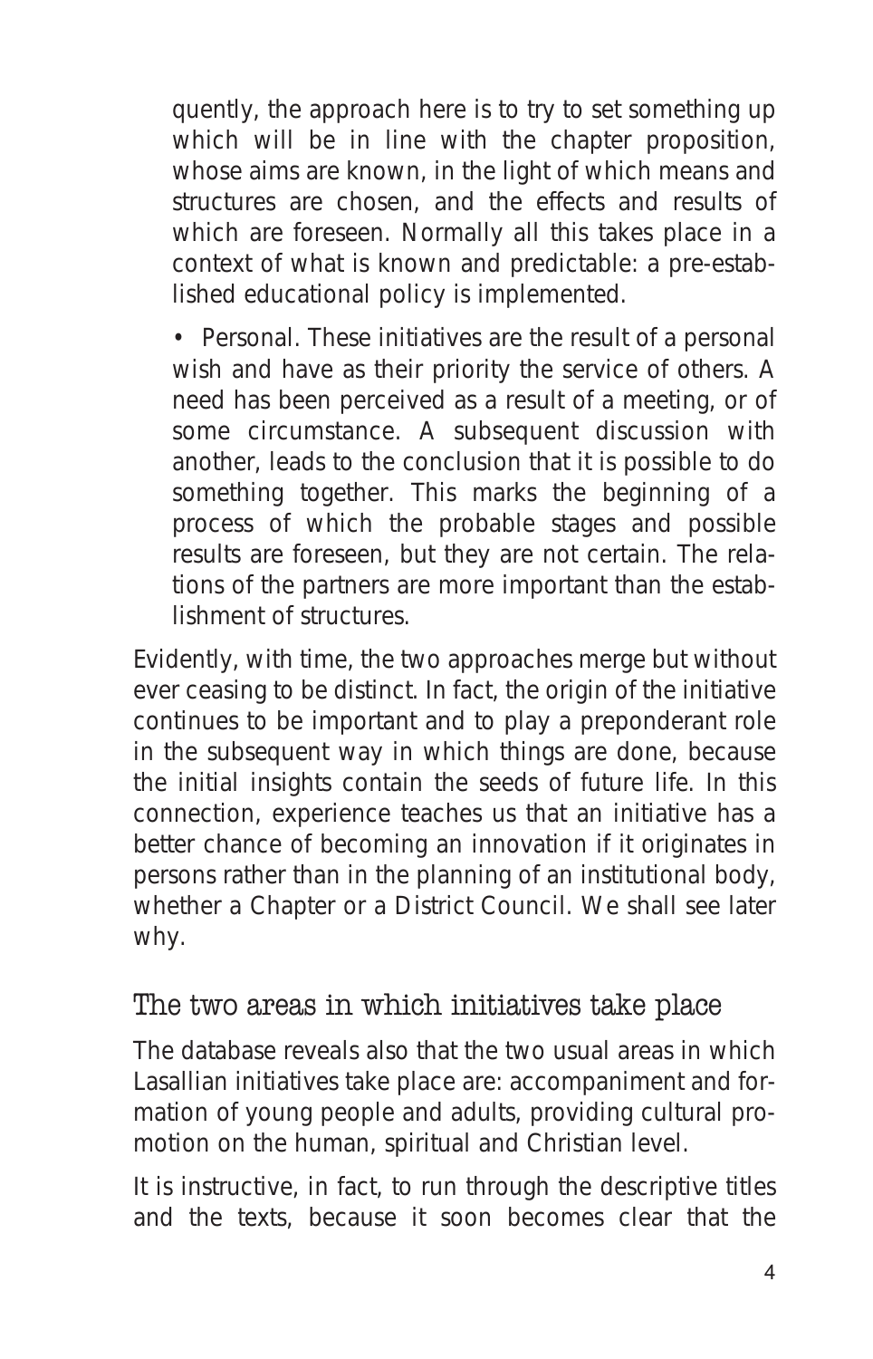quently, the approach here is to try to set something up which will be in line with the chapter proposition, whose aims are known, in the light of which means and structures are chosen, and the effects and results of which are foreseen. Normally all this takes place in a context of what is known and predictable: a pre-established educational policy is implemented.

- Personal. These initiatives are the result of a personal wish and have as their priority the service of others. A need has been perceived as a result of a meeting, or of some circumstance. A subsequent discussion with another, leads to the conclusion that it is possible to do something together. This marks the beginning of a process of which the probable stages and possible results are foreseen, but they are not certain. The relations of the partners are more important than the establishment of structures.

Evidently, with time, the two approaches merge but without ever ceasing to be distinct. In fact, the origin of the initiative continues to be important and to play a preponderant role in the subsequent way in which things are done, because the initial insights contain the seeds of future life. In this connection, experience teaches us that an initiative has a better chance of becoming an innovation if it originates in persons rather than in the planning of an institutional body, whether a Chapter or a District Council. We shall see later why.

## The two areas in which initiatives take place

The database reveals also that the two usual areas in which Lasallian initiatives take place are: accompaniment and formation of young people and adults, providing cultural promotion on the human, spiritual and Christian level.

It is instructive, in fact, to run through the descriptive titles and the texts, because it soon becomes clear that the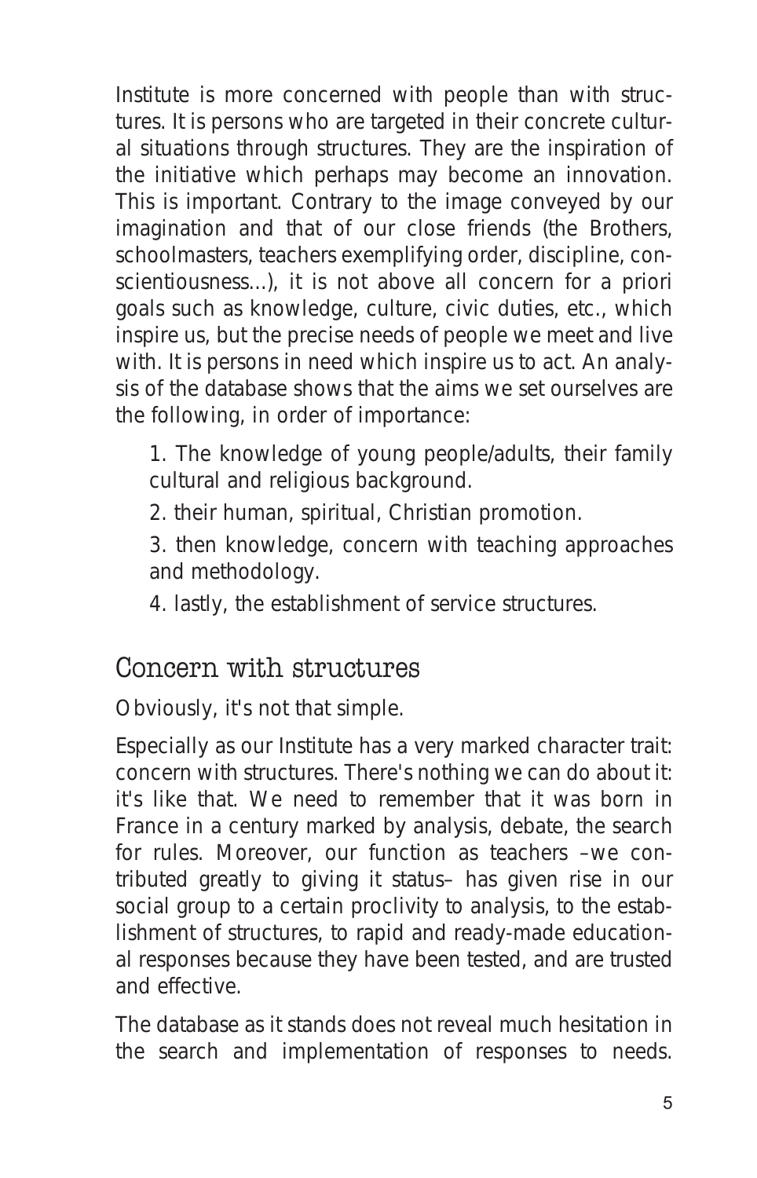Institute is more concerned with people than with structures. It is persons who are targeted in their concrete cultural situations through structures. They are the inspiration of the initiative which perhaps may become an innovation. This is important. Contrary to the image conveyed by our imagination and that of our close friends (the Brothers, schoolmasters, teachers exemplifying order, discipline, conscientiousness...), it is not above all concern for a priori goals such as knowledge, culture, civic duties, etc., which inspire us, but the precise needs of people we meet and live with. It is persons in need which inspire us to act. An analysis of the database shows that the aims we set ourselves are the following, in order of importance:

1. The knowledge of young people/adults, their family cultural and religious background.
2. their human, spiritual, Christian promotion.
3. then knowledge, concern with teaching approaches and methodology.
4. lastly, the establishment of service structures.

## Concern with structures

Obviously, it's not that simple.

Especially as our Institute has a very marked character trait: concern with structures. There's nothing we can do about it: it's like that. We need to remember that it was born in France in a century marked by analysis, debate, the search for rules. Moreover, our function as teachers –we contributed greatly to giving it status– has given rise in our social group to a certain proclivity to analysis, to the establishment of structures, to rapid and ready-made educational responses because they have been tested, and are trusted and effective.

The database as it stands does not reveal much hesitation in the search and implementation of responses to needs.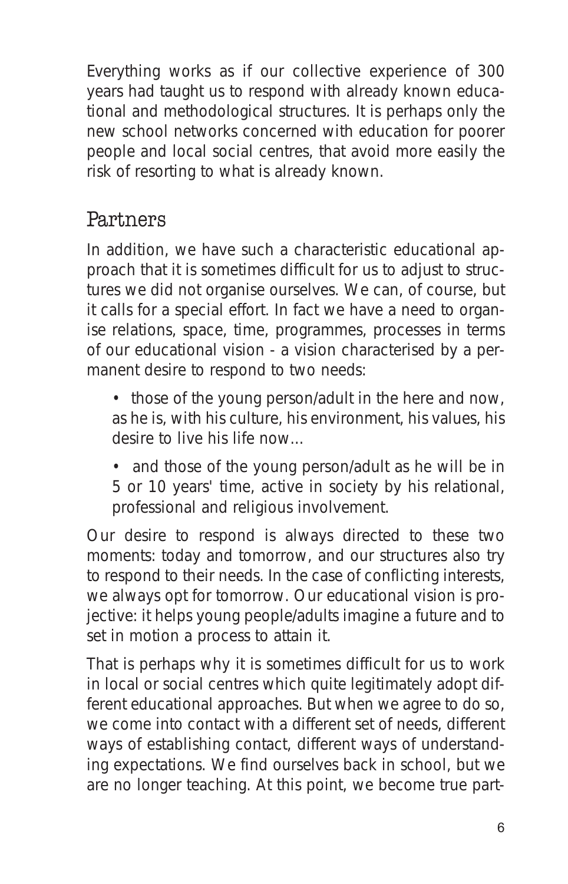Everything works as if our collective experience of 300 years had taught us to respond with already known educational and methodological structures. It is perhaps only the new school networks concerned with education for poorer people and local social centres, that avoid more easily the risk of resorting to what is already known.

## Partners

In addition, we have such a characteristic educational approach that it is sometimes difficult for us to adjust to structures we did not organise ourselves. We can, of course, but it calls for a special effort. In fact we have a need to organise relations, space, time, programmes, processes in terms of our educational vision - a vision characterised by a permanent desire to respond to two needs:

- those of the young person/adult in the here and now, as he is, with his culture, his environment, his values, his desire to live his life now...
- and those of the young person/adult as he will be in 5 or 10 years' time, active in society by his relational, professional and religious involvement.

Our desire to respond is always directed to these two moments: today and tomorrow, and our structures also try to respond to their needs. In the case of conflicting interests, we always opt for tomorrow. Our educational vision is projective: it helps young people/adults imagine a future and to set in motion a process to attain it.

That is perhaps why it is sometimes difficult for us to work in local or social centres which quite legitimately adopt different educational approaches. But when we agree to do so, we come into contact with a different set of needs, different ways of establishing contact, different ways of understanding expectations. We find ourselves back in school, but we are no longer teaching. At this point, we become true part-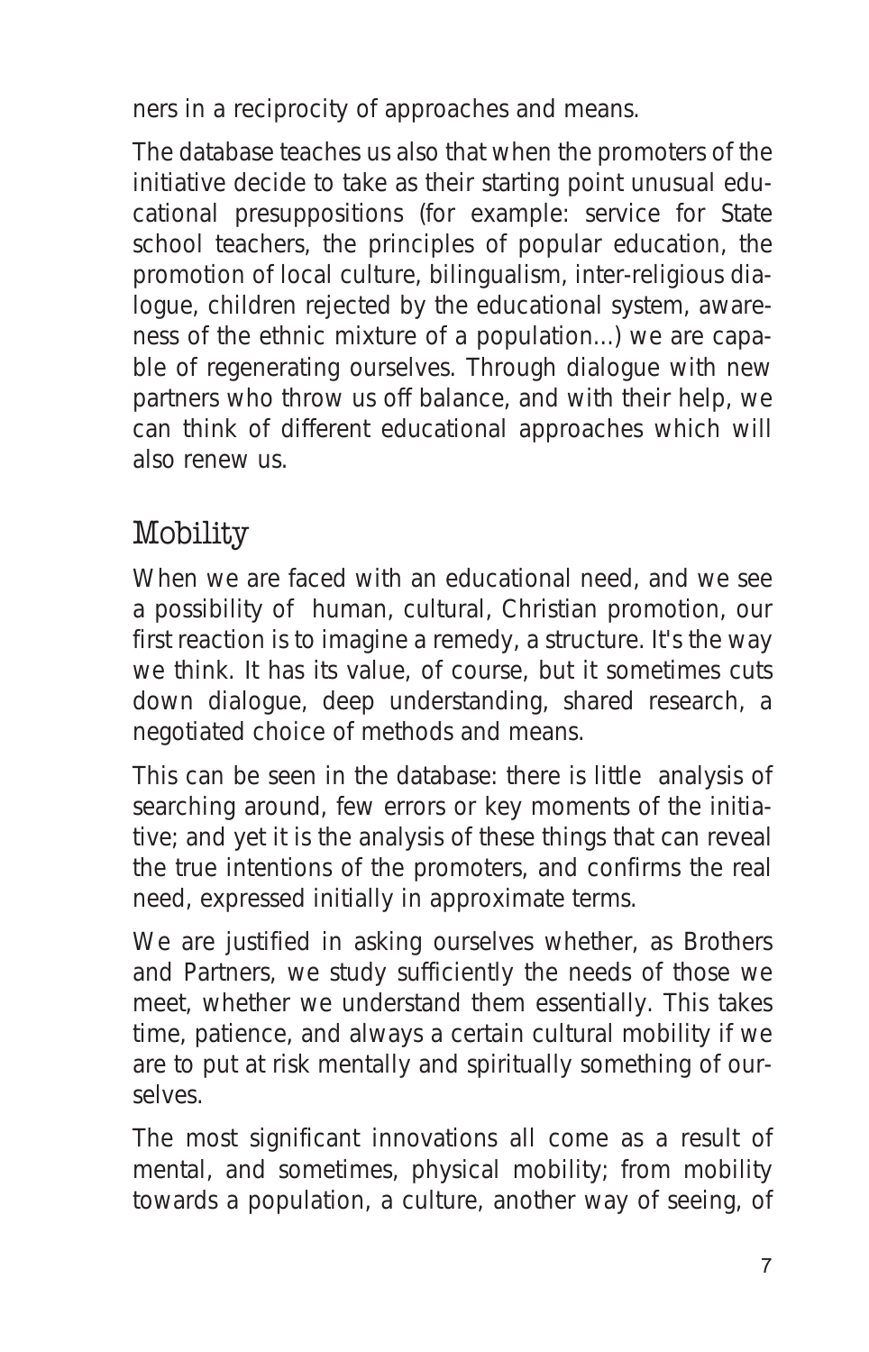ners in a reciprocity of approaches and means.

The database teaches us also that when the promoters of the initiative decide to take as their starting point unusual educational presuppositions (for example: service for State school teachers, the principles of popular education, the promotion of local culture, bilingualism, inter-religious dialogue, children rejected by the educational system, awareness of the ethnic mixture of a population...) we are capable of regenerating ourselves. Through dialogue with new partners who throw us off balance, and with their help, we can think of different educational approaches which will also renew us.

## Mobility

When we are faced with an educational need, and we see a possibility of human, cultural, Christian promotion, our first reaction is to imagine a remedy, a structure. It's the way we think. It has its value, of course, but it sometimes cuts down dialogue, deep understanding, shared research, a negotiated choice of methods and means.

This can be seen in the database: there is little analysis of searching around, few errors or key moments of the initiative; and yet it is the analysis of these things that can reveal the true intentions of the promoters, and confirms the real need, expressed initially in approximate terms.

We are justified in asking ourselves whether, as Brothers and Partners, we study sufficiently the needs of those we meet, whether we understand them essentially. This takes time, patience, and always a certain cultural mobility if we are to put at risk mentally and spiritually something of ourselves.

The most significant innovations all come as a result of mental, and sometimes, physical mobility; from mobility towards a population, a culture, another way of seeing, of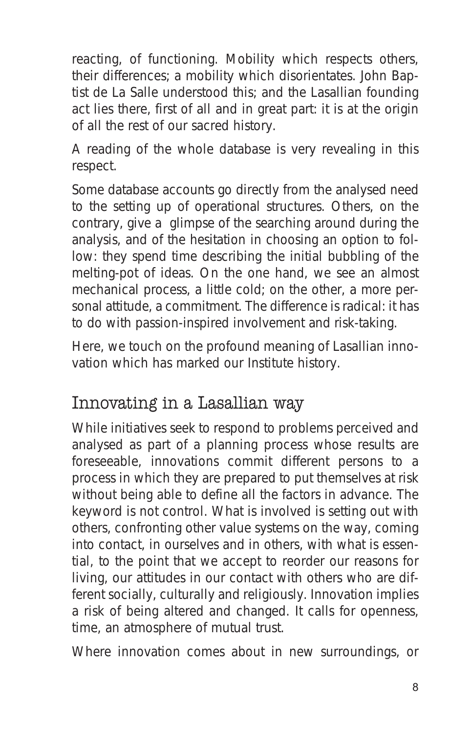reacting, of functioning. Mobility which respects others, their differences; a mobility which disorientates. John Baptist de La Salle understood this; and the Lasallian founding act lies there, first of all and in great part: it is at the origin of all the rest of our sacred history.

A reading of the whole database is very revealing in this respect.

Some database accounts go directly from the analysed need to the setting up of operational structures. Others, on the contrary, give a glimpse of the searching around during the analysis, and of the hesitation in choosing an option to follow: they spend time describing the initial bubbling of the melting-pot of ideas. On the one hand, we see an almost mechanical process, a little cold; on the other, a more personal attitude, a commitment. The difference is radical: it has to do with passion-inspired involvement and risk-taking.

Here, we touch on the profound meaning of Lasallian innovation which has marked our Institute history.

## Innovating in a Lasallian way

While initiatives seek to respond to problems perceived and analysed as part of a planning process whose results are foreseeable, innovations commit different persons to a process in which they are prepared to put themselves at risk without being able to define all the factors in advance. The keyword is not control. What is involved is setting out with others, confronting other value systems on the way, coming into contact, in ourselves and in others, with what is essential, to the point that we accept to reorder our reasons for living, our attitudes in our contact with others who are different socially, culturally and religiously. Innovation implies a risk of being altered and changed. It calls for openness, time, an atmosphere of mutual trust.

Where innovation comes about in new surroundings, or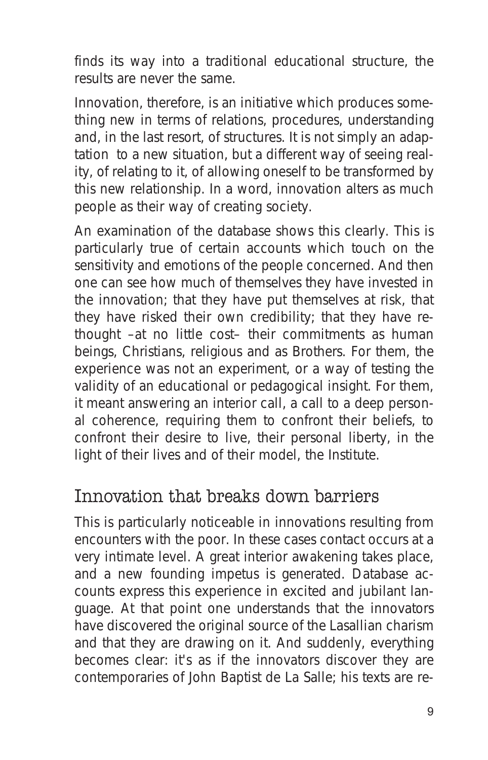finds its way into a traditional educational structure, the results are never the same.

Innovation, therefore, is an initiative which produces something new in terms of relations, procedures, understanding and, in the last resort, of structures. It is not simply an adaptation to a new situation, but a different way of seeing reality, of relating to it, of allowing oneself to be transformed by this new relationship. In a word, innovation alters as much people as their way of creating society.

An examination of the database shows this clearly. This is particularly true of certain accounts which touch on the sensitivity and emotions of the people concerned. And then one can see how much of themselves they have invested in the innovation; that they have put themselves at risk, that they have risked their own credibility; that they have rethought –at no little cost– their commitments as human beings, Christians, religious and as Brothers. For them, the experience was not an experiment, or a way of testing the validity of an educational or pedagogical insight. For them, it meant answering an interior call, a call to a deep personal coherence, requiring them to confront their beliefs, to confront their desire to live, their personal liberty, in the light of their lives and of their model, the Institute.

## Innovation that breaks down barriers

This is particularly noticeable in innovations resulting from encounters with the poor. In these cases contact occurs at a very intimate level. A great interior awakening takes place, and a new founding impetus is generated. Database accounts express this experience in excited and jubilant language. At that point one understands that the innovators have discovered the original source of the Lasallian charism and that they are drawing on it. And suddenly, everything becomes clear: it's as if the innovators discover they are contemporaries of John Baptist de La Salle; his texts are re-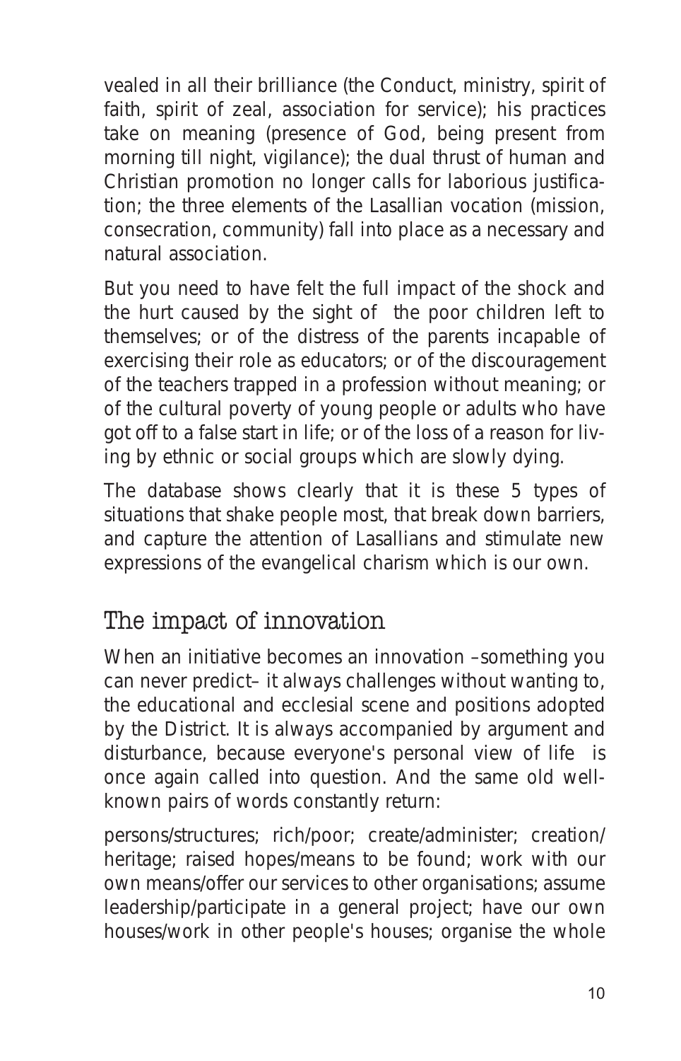vealed in all their brilliance (the Conduct, ministry, spirit of faith, spirit of zeal, association for service); his practices take on meaning (presence of God, being present from morning till night, vigilance); the dual thrust of human and Christian promotion no longer calls for laborious justification; the three elements of the Lasallian vocation (mission, consecration, community) fall into place as a necessary and natural association.

But you need to have felt the full impact of the shock and the hurt caused by the sight of the poor children left to themselves; or of the distress of the parents incapable of exercising their role as educators; or of the discouragement of the teachers trapped in a profession without meaning; or of the cultural poverty of young people or adults who have got off to a false start in life; or of the loss of a reason for living by ethnic or social groups which are slowly dying.

The database shows clearly that it is these 5 types of situations that shake people most, that break down barriers, and capture the attention of Lasallians and stimulate new expressions of the evangelical charism which is our own.

## The impact of innovation

When an initiative becomes an innovation –something you can never predict– it always challenges without wanting to, the educational and ecclesial scene and positions adopted by the District. It is always accompanied by argument and disturbance, because everyone's personal view of life is once again called into question. And the same old well-known pairs of words constantly return:

persons/structures; rich/poor; create/administer; creation/heritage; raised hopes/means to be found; work with our own means/offer our services to other organisations; assume leadership/participate in a general project; have our own houses/work in other people's houses; organise the whole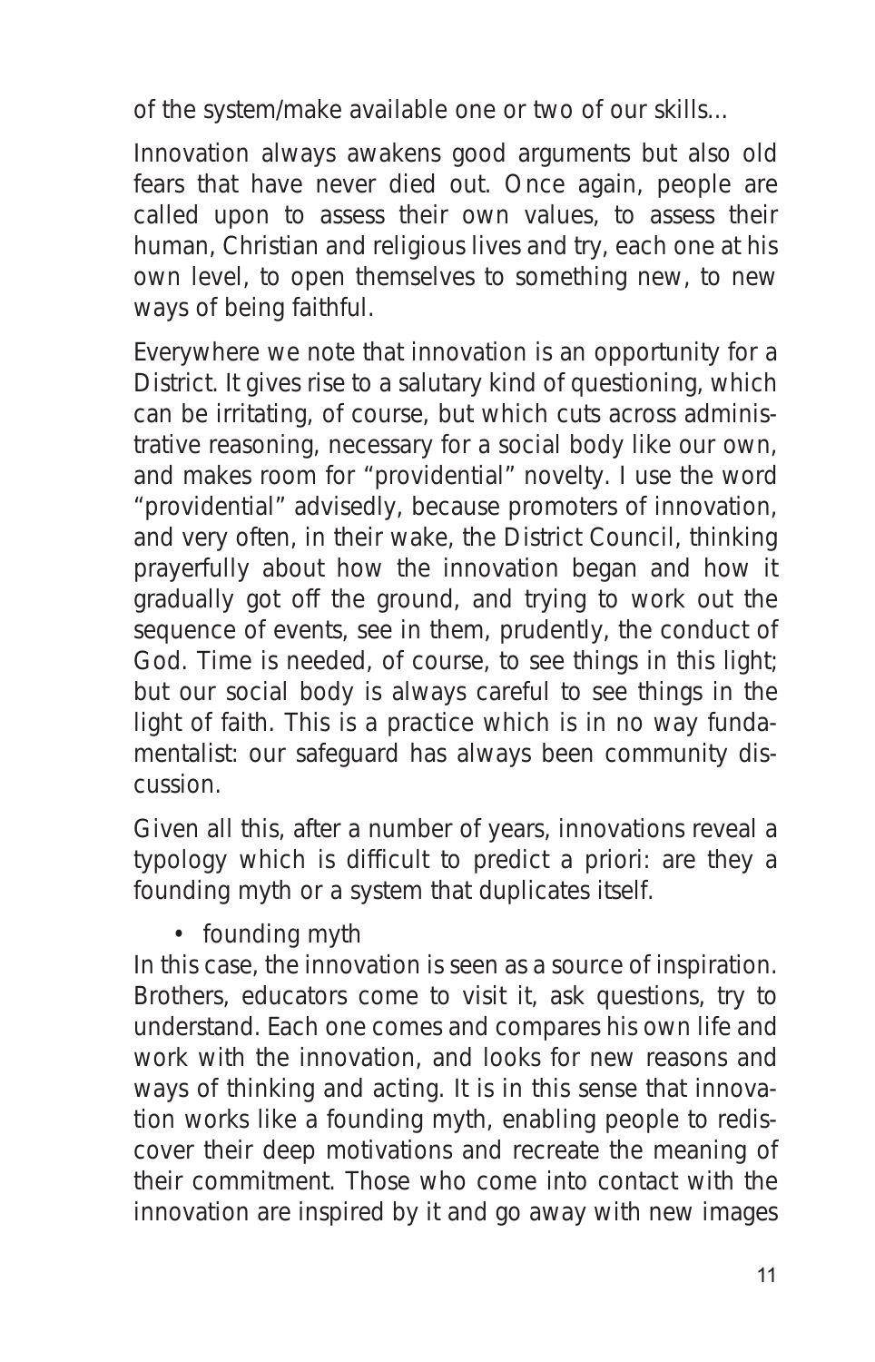of the system/make available one or two of our skills...

Innovation always awakens good arguments but also old fears that have never died out. Once again, people are called upon to assess their own values, to assess their human, Christian and religious lives and try, each one at his own level, to open themselves to something new, to new ways of being faithful.

Everywhere we note that innovation is an opportunity for a District. It gives rise to a salutary kind of questioning, which can be irritating, of course, but which cuts across administrative reasoning, necessary for a social body like our own, and makes room for "providential" novelty. I use the word "providential" advisedly, because promoters of innovation, and very often, in their wake, the District Council, thinking prayerfully about how the innovation began and how it gradually got off the ground, and trying to work out the sequence of events, see in them, prudently, the conduct of God. Time is needed, of course, to see things in this light; but our social body is always careful to see things in the light of faith. This is a practice which is in no way fundamentalist: our safeguard has always been community discussion.

Given all this, after a number of years, innovations reveal a typology which is difficult to predict a priori: are they a founding myth or a system that duplicates itself.

- founding myth

In this case, the innovation is seen as a source of inspiration. Brothers, educators come to visit it, ask questions, try to understand. Each one comes and compares his own life and work with the innovation, and looks for new reasons and ways of thinking and acting. It is in this sense that innovation works like a founding myth, enabling people to rediscover their deep motivations and recreate the meaning of their commitment. Those who come into contact with the innovation are inspired by it and go away with new images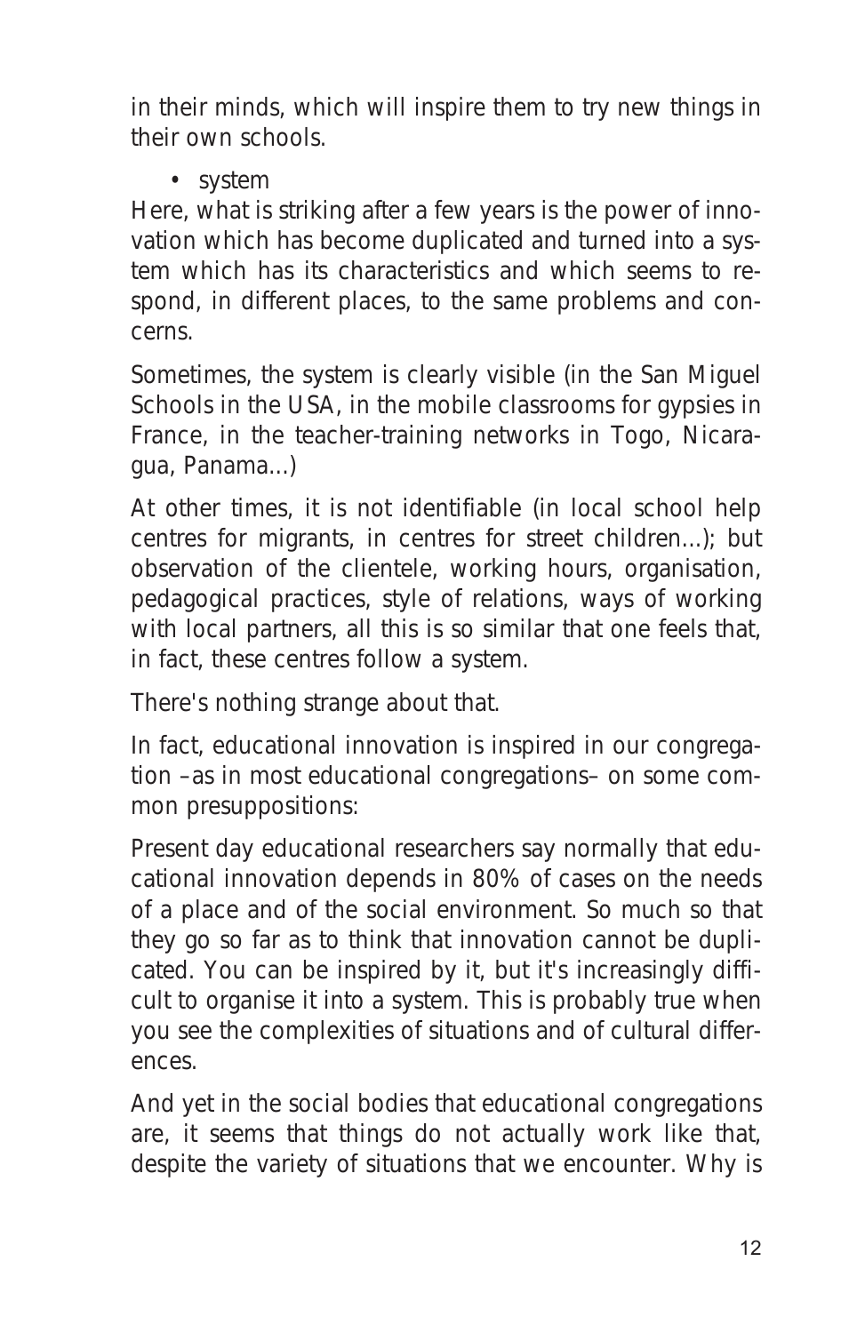in their minds, which will inspire them to try new things in their own schools.

- system

Here, what is striking after a few years is the power of innovation which has become duplicated and turned into a system which has its characteristics and which seems to respond, in different places, to the same problems and concerns.

Sometimes, the system is clearly visible (in the San Miguel Schools in the USA, in the mobile classrooms for gypsies in France, in the teacher-training networks in Togo, Nicaragua, Panama...)

At other times, it is not identifiable (in local school help centres for migrants, in centres for street children...); but observation of the clientele, working hours, organisation, pedagogical practices, style of relations, ways of working with local partners, all this is so similar that one feels that, in fact, these centres follow a system.

There's nothing strange about that.

In fact, educational innovation is inspired in our congregation –as in most educational congregations– on some common presuppositions:

Present day educational researchers say normally that educational innovation depends in 80% of cases on the needs of a place and of the social environment. So much so that they go so far as to think that innovation cannot be duplicated. You can be inspired by it, but it's increasingly difficult to organise it into a system. This is probably true when you see the complexities of situations and of cultural differences.

And yet in the social bodies that educational congregations are, it seems that things do not actually work like that, despite the variety of situations that we encounter. Why is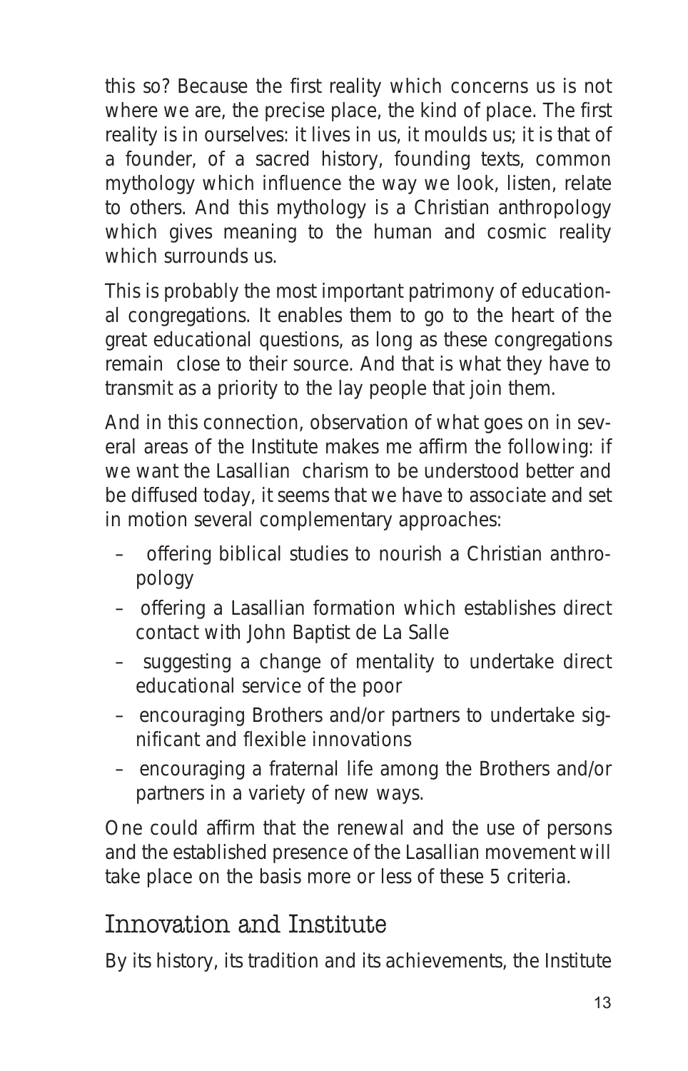this so? Because the first reality which concerns us is not where we are, the precise place, the kind of place. The first reality is in ourselves: it lives in us, it moulds us; it is that of a founder, of a sacred history, founding texts, common mythology which influence the way we look, listen, relate to others. And this mythology is a Christian anthropology which gives meaning to the human and cosmic reality which surrounds us.

This is probably the most important patrimony of educational congregations. It enables them to go to the heart of the great educational questions, as long as these congregations remain close to their source. And that is what they have to transmit as a priority to the lay people that join them.

And in this connection, observation of what goes on in several areas of the Institute makes me affirm the following: if we want the Lasallian charism to be understood better and be diffused today, it seems that we have to associate and set in motion several complementary approaches:

- offering biblical studies to nourish a Christian anthropology
- offering a Lasallian formation which establishes direct contact with John Baptist de La Salle
- suggesting a change of mentality to undertake direct educational service of the poor
- encouraging Brothers and/or partners to undertake significant and flexible innovations
- encouraging a fraternal life among the Brothers and/or partners in a variety of new ways.

One could affirm that the renewal and the use of persons and the established presence of the Lasallian movement will take place on the basis more or less of these 5 criteria.

## Innovation and Institute

By its history, its tradition and its achievements, the Institute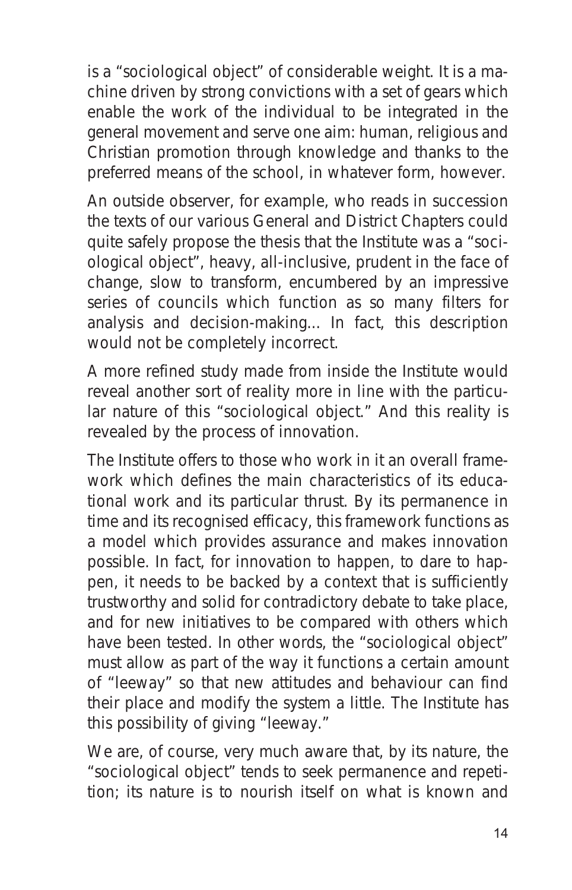is a "sociological object" of considerable weight. It is a machine driven by strong convictions with a set of gears which enable the work of the individual to be integrated in the general movement and serve one aim: human, religious and Christian promotion through knowledge and thanks to the preferred means of the school, in whatever form, however.

An outside observer, for example, who reads in succession the texts of our various General and District Chapters could quite safely propose the thesis that the Institute was a "sociological object", heavy, all-inclusive, prudent in the face of change, slow to transform, encumbered by an impressive series of councils which function as so many filters for analysis and decision-making... In fact, this description would not be completely incorrect.

A more refined study made from inside the Institute would reveal another sort of reality more in line with the particular nature of this "sociological object." And this reality is revealed by the process of innovation.

The Institute offers to those who work in it an overall framework which defines the main characteristics of its educational work and its particular thrust. By its permanence in time and its recognised efficacy, this framework functions as a model which provides assurance and makes innovation possible. In fact, for innovation to happen, to dare to happen, it needs to be backed by a context that is sufficiently trustworthy and solid for contradictory debate to take place, and for new initiatives to be compared with others which have been tested. In other words, the "sociological object" must allow as part of the way it functions a certain amount of "leeway" so that new attitudes and behaviour can find their place and modify the system a little. The Institute has this possibility of giving "leeway."

We are, of course, very much aware that, by its nature, the "sociological object" tends to seek permanence and repetition; its nature is to nourish itself on what is known and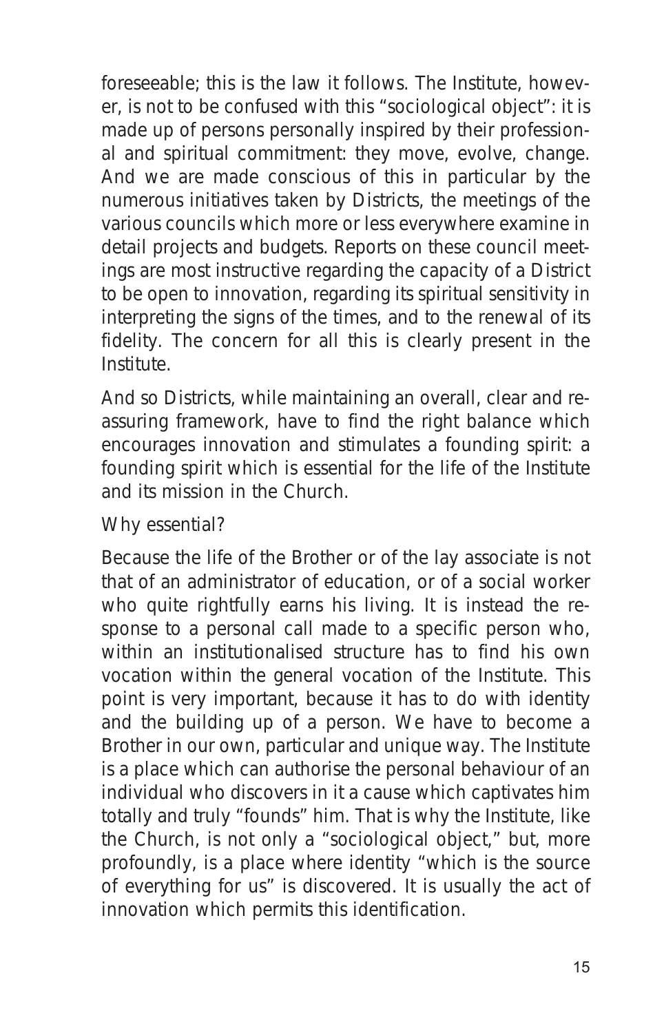foreseeable; this is the law it follows. The Institute, however, is not to be confused with this "sociological object": it is made up of persons personally inspired by their professional and spiritual commitment: they move, evolve, change. And we are made conscious of this in particular by the numerous initiatives taken by Districts, the meetings of the various councils which more or less everywhere examine in detail projects and budgets. Reports on these council meetings are most instructive regarding the capacity of a District to be open to innovation, regarding its spiritual sensitivity in interpreting the signs of the times, and to the renewal of its fidelity. The concern for all this is clearly present in the Institute.

And so Districts, while maintaining an overall, clear and reassuring framework, have to find the right balance which encourages innovation and stimulates a founding spirit: a founding spirit which is essential for the life of the Institute and its mission in the Church.

Why essential?

Because the life of the Brother or of the lay associate is not that of an administrator of education, or of a social worker who quite rightfully earns his living. It is instead the response to a personal call made to a specific person who, within an institutionalised structure has to find his own vocation within the general vocation of the Institute. This point is very important, because it has to do with identity and the building up of a person. We have to become a Brother in our own, particular and unique way. The Institute is a place which can authorise the personal behaviour of an individual who discovers in it a cause which captivates him totally and truly "founds" him. That is why the Institute, like the Church, is not only a "sociological object," but, more profoundly, is a place where identity "which is the source of everything for us" is discovered. It is usually the act of innovation which permits this identification.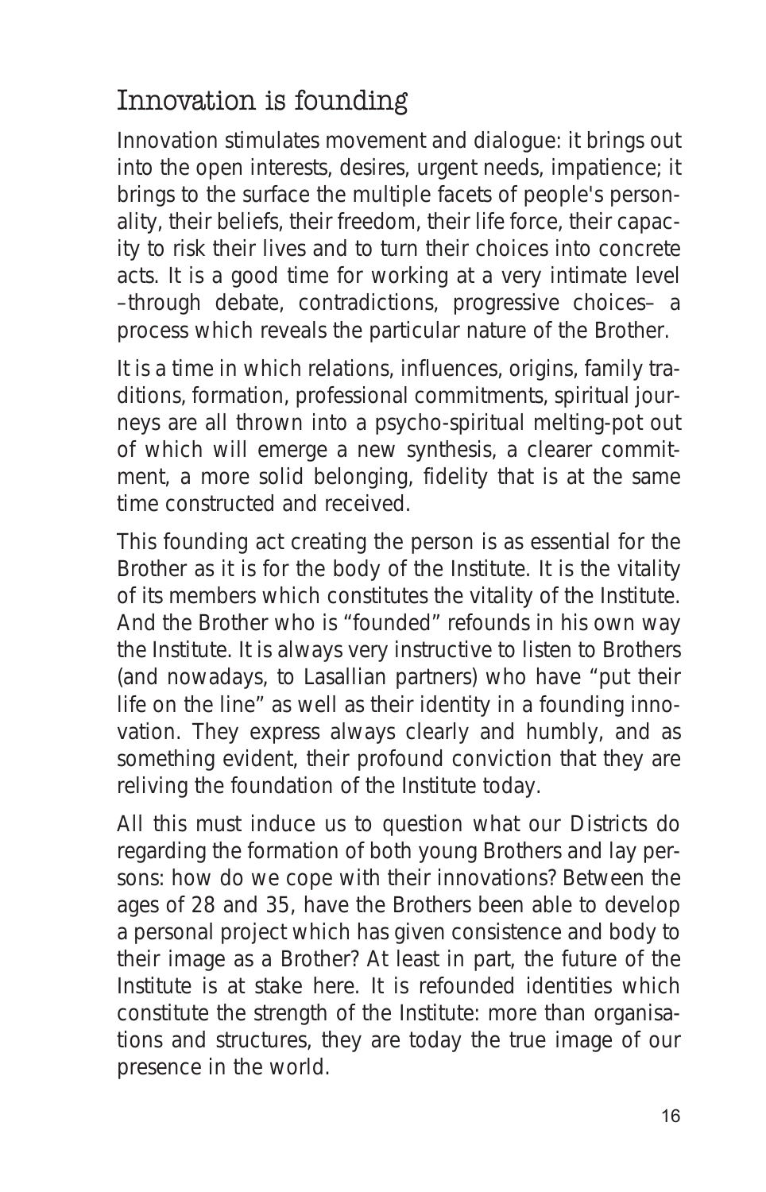## Innovation is founding

Innovation stimulates movement and dialogue: it brings out into the open interests, desires, urgent needs, impatience; it brings to the surface the multiple facets of people's personality, their beliefs, their freedom, their life force, their capacity to risk their lives and to turn their choices into concrete acts. It is a good time for working at a very intimate level –through debate, contradictions, progressive choices– a process which reveals the particular nature of the Brother.

It is a time in which relations, influences, origins, family traditions, formation, professional commitments, spiritual journeys are all thrown into a psycho-spiritual melting-pot out of which will emerge a new synthesis, a clearer commitment, a more solid belonging, fidelity that is at the same time constructed and received.

This founding act creating the person is as essential for the Brother as it is for the body of the Institute. It is the vitality of its members which constitutes the vitality of the Institute. And the Brother who is "founded" refounds in his own way the Institute. It is always very instructive to listen to Brothers (and nowadays, to Lasallian partners) who have "put their life on the line" as well as their identity in a founding innovation. They express always clearly and humbly, and as something evident, their profound conviction that they are reliving the foundation of the Institute today.

All this must induce us to question what our Districts do regarding the formation of both young Brothers and lay persons: how do we cope with their innovations? Between the ages of 28 and 35, have the Brothers been able to develop a personal project which has given consistence and body to their image as a Brother? At least in part, the future of the Institute is at stake here. It is refounded identities which constitute the strength of the Institute: more than organisations and structures, they are today the true image of our presence in the world.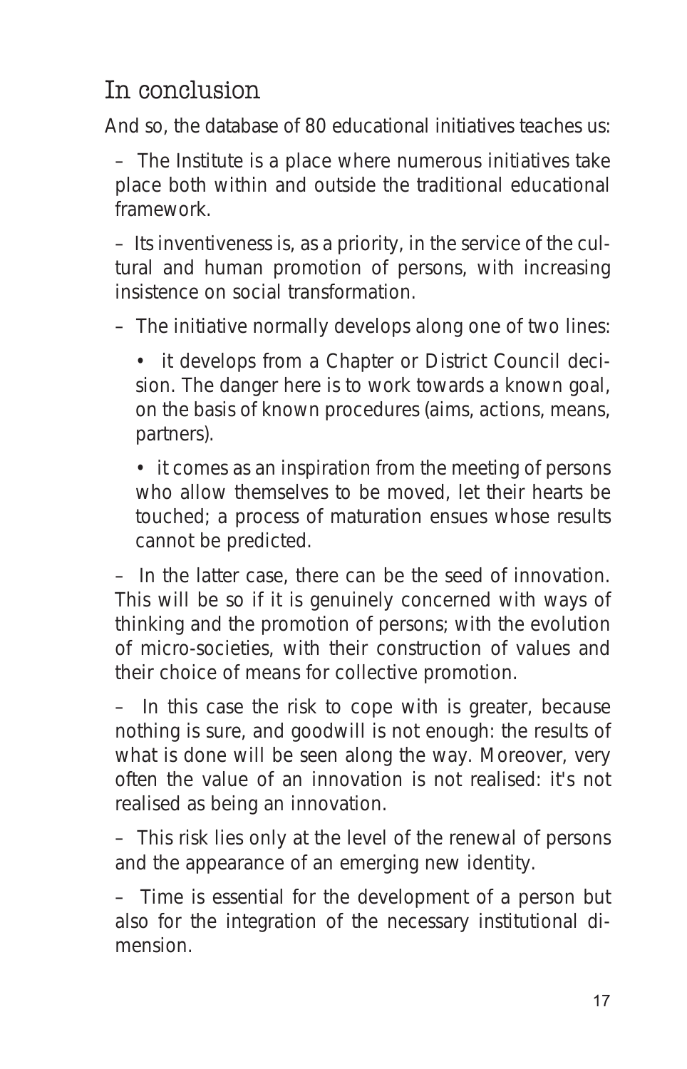## In conclusion

And so, the database of 80 educational initiatives teaches us:

- The Institute is a place where numerous initiatives take place both within and outside the traditional educational framework.
- Its inventiveness is, as a priority, in the service of the cultural and human promotion of persons, with increasing insistence on social transformation.
- The initiative normally develops along one of two lines:
  - it develops from a Chapter or District Council decision. The danger here is to work towards a known goal, on the basis of known procedures (aims, actions, means, partners).
  - it comes as an inspiration from the meeting of persons who allow themselves to be moved, let their hearts be touched; a process of maturation ensues whose results cannot be predicted.
- In the latter case, there can be the seed of innovation. This will be so if it is genuinely concerned with ways of thinking and the promotion of persons; with the evolution of micro-societies, with their construction of values and their choice of means for collective promotion.
- In this case the risk to cope with is greater, because nothing is sure, and goodwill is not enough: the results of what is done will be seen along the way. Moreover, very often the value of an innovation is not realised: it's not realised as being an innovation.
- This risk lies only at the level of the renewal of persons and the appearance of an emerging new identity.
- Time is essential for the development of a person but also for the integration of the necessary institutional dimension.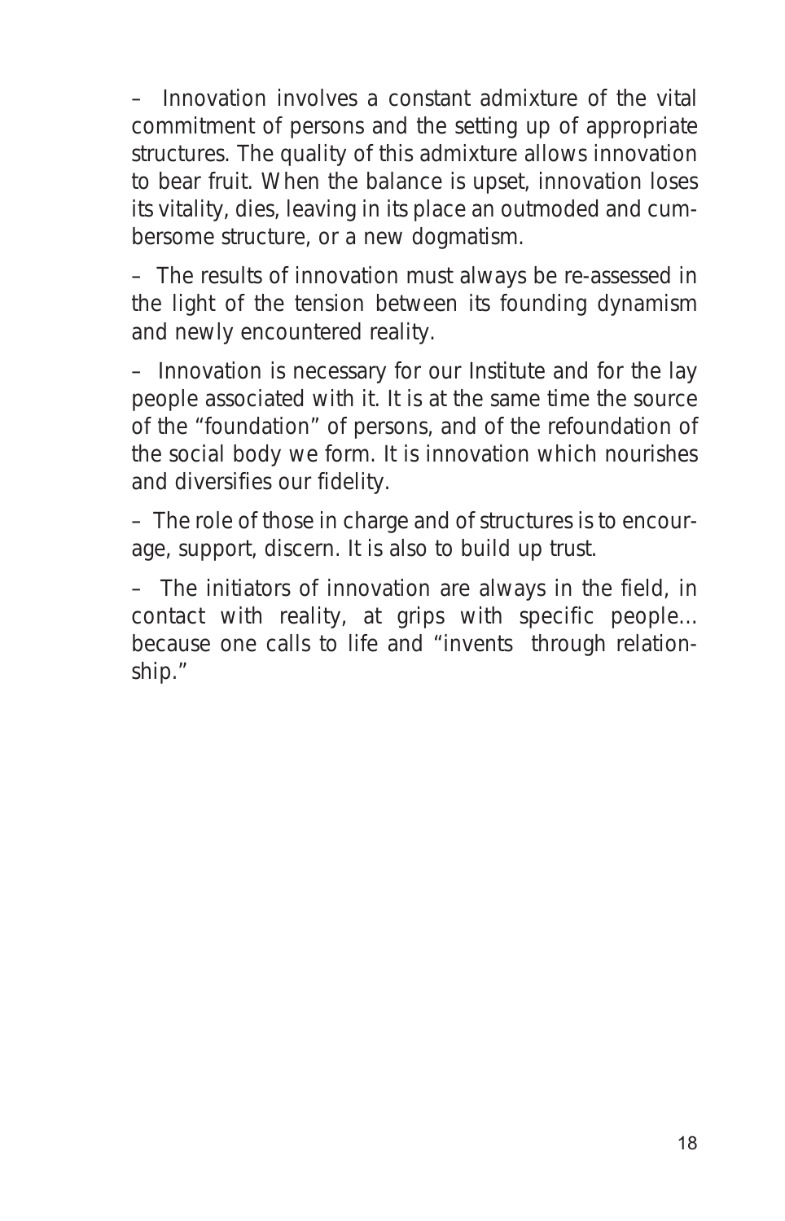– Innovation involves a constant admixture of the vital commitment of persons and the setting up of appropriate structures. The quality of this admixture allows innovation to bear fruit. When the balance is upset, innovation loses its vitality, dies, leaving in its place an outmoded and cumbersome structure, or a new dogmatism.

– The results of innovation must always be re-assessed in the light of the tension between its founding dynamism and newly encountered reality.

– Innovation is necessary for our Institute and for the lay people associated with it. It is at the same time the source of the "foundation" of persons, and of the refoundation of the social body we form. It is innovation which nourishes and diversifies our fidelity.

– The role of those in charge and of structures is to encourage, support, discern. It is also to build up trust.

– The initiators of innovation are always in the field, in contact with reality, at grips with specific people... because one calls to life and "invents through relationship."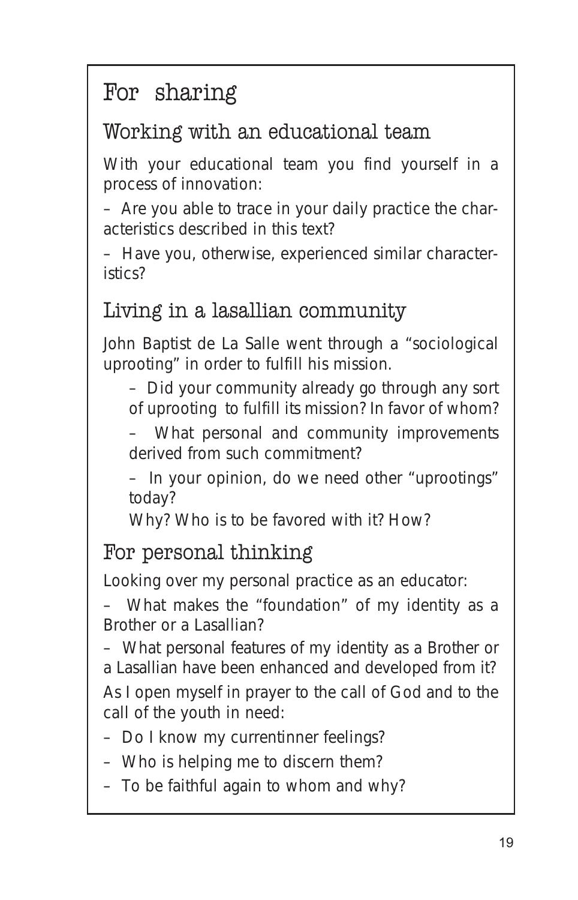# For sharing

## Working with an educational team

With your educational team you find yourself in a process of innovation:

– Are you able to trace in your daily practice the characteristics described in this text?

– Have you, otherwise, experienced similar characteristics?

## Living in a lasallian community

John Baptist de La Salle went through a "sociological uprooting" in order to fulfill his mission.

– Did your community already go through any sort of uprooting to fulfill its mission? In favor of whom?

– What personal and community improvements derived from such commitment?

– In your opinion, do we need other "uprootings" today?

Why? Who is to be favored with it? How?

## For personal thinking

Looking over my personal practice as an educator:

– What makes the "foundation" of my identity as a Brother or a Lasallian?

– What personal features of my identity as a Brother or a Lasallian have been enhanced and developed from it?

As I open myself in prayer to the call of God and to the call of the youth in need:

– Do I know my currentinner feelings?

– Who is helping me to discern them?

– To be faithful again to whom and why?